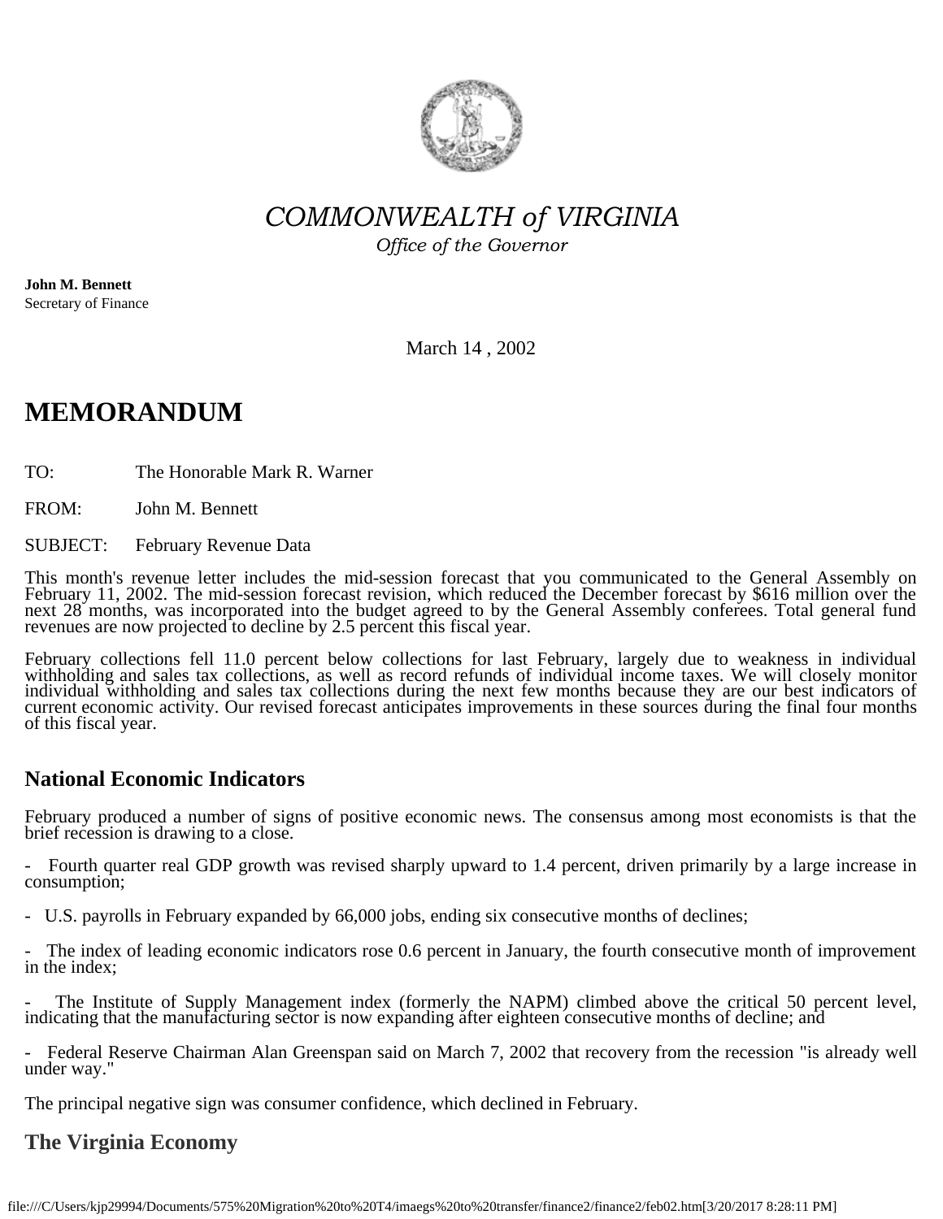*COMMONWEALTH of VIRGINIA*

*Office of the Governor*

**John M. Bennett**
Secretary of Finance

March 14 , 2002

# MEMORANDUM

TO: The Honorable Mark R. Warner

FROM: John M. Bennett

SUBJECT: February Revenue Data

This month's revenue letter includes the mid-session forecast that you communicated to the General Assembly on February 11, 2002. The mid-session forecast revision, which reduced the December forecast by $616 million over the next 28 months, was incorporated into the budget agreed to by the General Assembly conferees. Total general fund revenues are now projected to decline by 2.5 percent this fiscal year.

February collections fell 11.0 percent below collections for last February, largely due to weakness in individual withholding and sales tax collections, as well as record refunds of individual income taxes. We will closely monitor individual withholding and sales tax collections during the next few months because they are our best indicators of current economic activity. Our revised forecast anticipates improvements in these sources during the final four months of this fiscal year.

## National Economic Indicators

February produced a number of signs of positive economic news. The consensus among most economists is that the brief recession is drawing to a close.

- Fourth quarter real GDP growth was revised sharply upward to 1.4 percent, driven primarily by a large increase in consumption;

- U.S. payrolls in February expanded by 66,000 jobs, ending six consecutive months of declines;

- The index of leading economic indicators rose 0.6 percent in January, the fourth consecutive month of improvement in the index;

- The Institute of Supply Management index (formerly the NAPM) climbed above the critical 50 percent level, indicating that the manufacturing sector is now expanding after eighteen consecutive months of decline; and

- Federal Reserve Chairman Alan Greenspan said on March 7, 2002 that recovery from the recession "is already well under way."

The principal negative sign was consumer confidence, which declined in February.

## The Virginia Economy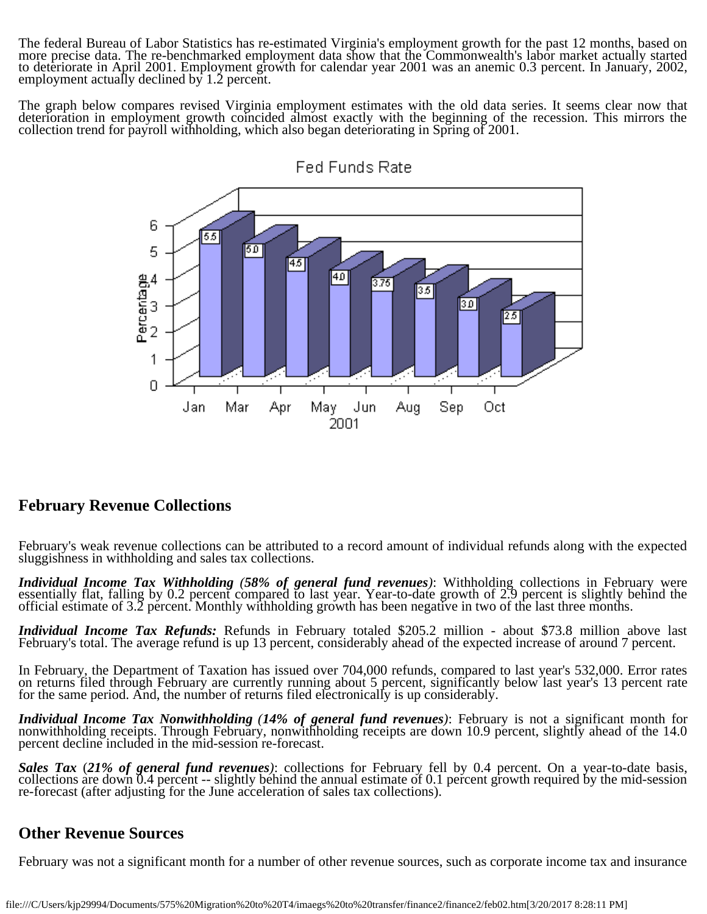The federal Bureau of Labor Statistics has re-estimated Virginia's employment growth for the past 12 months, based on more precise data. The re-benchmarked employment data show that the Commonwealth's labor market actually started to deteriorate in April 2001. Employment growth for calendar year 2001 was an anemic 0.3 percent. In January, 2002, employment actually declined by 1.2 percent.

The graph below compares revised Virginia employment estimates with the old data series. It seems clear now that deterioration in employment growth coincided almost exactly with the beginning of the recession. This mirrors the collection trend for payroll withholding, which also began deteriorating in Spring of 2001.

Fed Funds Rate

| 2001 | Jan | Mar | Apr | May | Jun | Aug | Sep | Oct |
|---|---|---|---|---|---|---|---|---|
| Percentage | 5.5 | 5.0 | 4.5 | 4.0 | 3.75 | 3.5 | 3.0 | 2.5 |

## February Revenue Collections

February's weak revenue collections can be attributed to a record amount of individual refunds along with the expected sluggishness in withholding and sales tax collections.

***Individual Income Tax Withholding (58% of general fund revenues)***: Withholding collections in February were essentially flat, falling by 0.2 percent compared to last year. Year-to-date growth of 2.9 percent is slightly behind the official estimate of 3.2 percent. Monthly withholding growth has been negative in two of the last three months.

***Individual Income Tax Refunds:*** Refunds in February totaled $205.2 million - about $73.8 million above last February's total. The average refund is up 13 percent, considerably ahead of the expected increase of around 7 percent.

In February, the Department of Taxation has issued over 704,000 refunds, compared to last year's 532,000. Error rates on returns filed through February are currently running about 5 percent, significantly below last year's 13 percent rate for the same period. And, the number of returns filed electronically is up considerably.

***Individual Income Tax Nonwithholding (14% of general fund revenues)***: February is not a significant month for nonwithholding receipts. Through February, nonwithholding receipts are down 10.9 percent, slightly ahead of the 14.0 percent decline included in the mid-session re-forecast.

***Sales Tax*** (***21% of general fund revenues)***: collections for February fell by 0.4 percent. On a year-to-date basis, collections are down 0.4 percent -- slightly behind the annual estimate of 0.1 percent growth required by the mid-session re-forecast (after adjusting for the June acceleration of sales tax collections).

## Other Revenue Sources

February was not a significant month for a number of other revenue sources, such as corporate income tax and insurance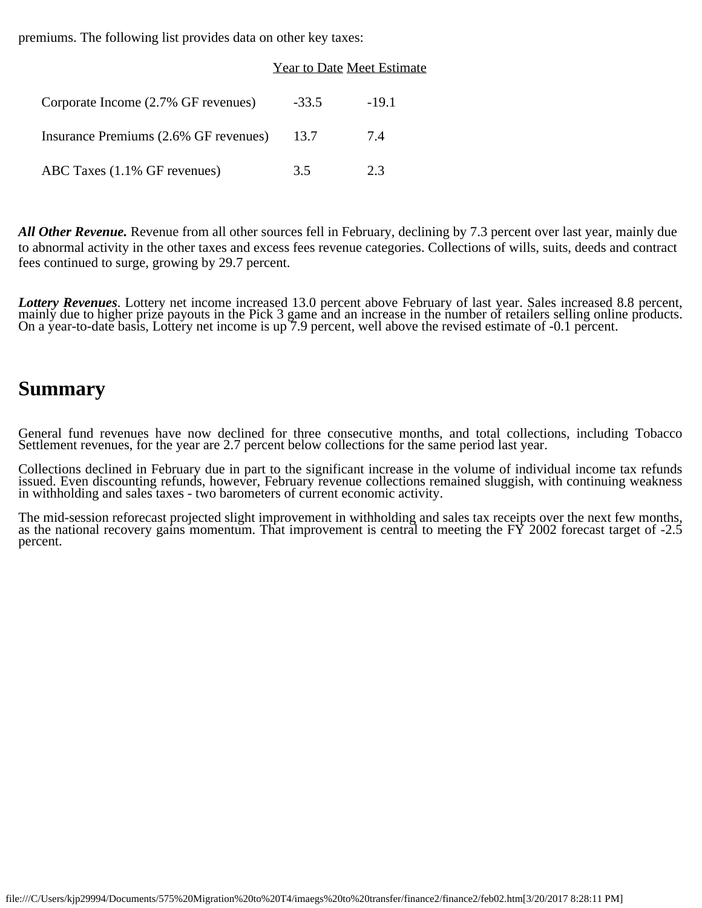premiums. The following list provides data on other key taxes:

| | Year to Date | Meet Estimate |
|---|---|---|
| Corporate Income (2.7% GF revenues) | -33.5 | -19.1 |
| Insurance Premiums (2.6% GF revenues) | 13.7 | 7.4 |
| ABC Taxes (1.1% GF revenues) | 3.5 | 2.3 |

***All Other Revenue.*** Revenue from all other sources fell in February, declining by 7.3 percent over last year, mainly due to abnormal activity in the other taxes and excess fees revenue categories. Collections of wills, suits, deeds and contract fees continued to surge, growing by 29.7 percent.

***Lottery Revenues***. Lottery net income increased 13.0 percent above February of last year. Sales increased 8.8 percent, mainly due to higher prize payouts in the Pick 3 game and an increase in the number of retailers selling online products. On a year-to-date basis, Lottery net income is up 7.9 percent, well above the revised estimate of -0.1 percent.

## Summary

General fund revenues have now declined for three consecutive months, and total collections, including Tobacco Settlement revenues, for the year are 2.7 percent below collections for the same period last year.

Collections declined in February due in part to the significant increase in the volume of individual income tax refunds issued. Even discounting refunds, however, February revenue collections remained sluggish, with continuing weakness in withholding and sales taxes - two barometers of current economic activity.

The mid-session reforecast projected slight improvement in withholding and sales tax receipts over the next few months, as the national recovery gains momentum. That improvement is central to meeting the FY 2002 forecast target of -2.5 percent.